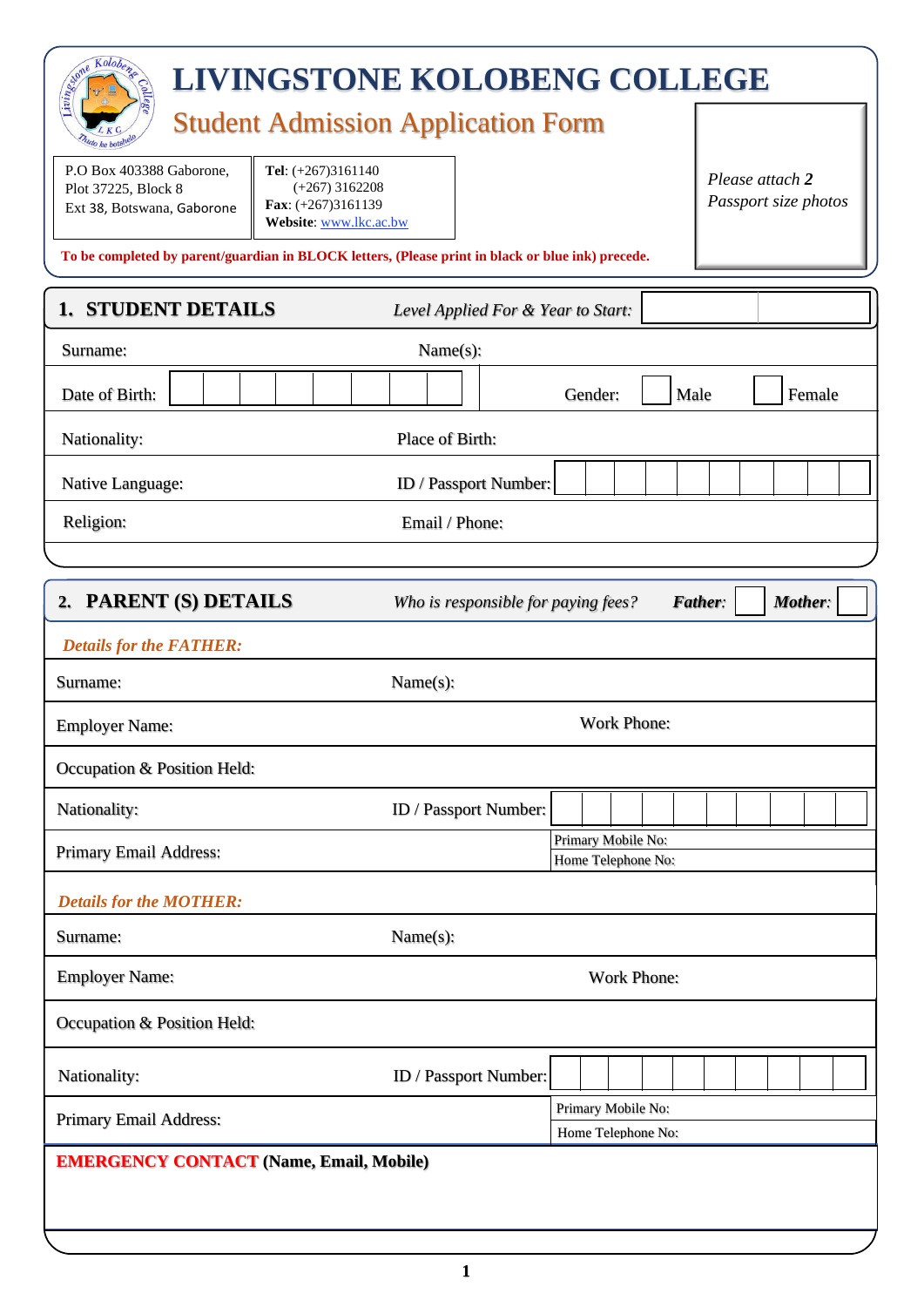# LIVINGSTONE KOLOBENG COLLEGE

## Student Admission Application Form

| P.O Box 403388 Gaborone, Plot 37225, Block 8 Ext 38, Botswana, Gaborone | **Tel**: (+267)3161140 (+267) 3162208 **Fax**: (+267)3161139 **Website**: www.lkc.ac.bw |
|---|---|

*Please attach **2** Passport size photos*

**To be completed by parent/guardian in BLOCK letters, (Please print in black or blue ink) precede.**

## 1. STUDENT DETAILS

*Level Applied For & Year to Start:*

| | |
|---|---|
| Surname: | Name(s): |
| Date of Birth: | Gender: ☐ Male ☐ Female |
| Nationality: | Place of Birth: |
| Native Language: | ID / Passport Number: |
| Religion: | Email / Phone: |

## 2. PARENT (S) DETAILS

*Who is responsible for paying fees?* ***Father***: ☐ ***Mother***: ☐

*Details for the FATHER:*

| | |
|---|---|
| Surname: | Name(s): |
| Employer Name: | Work Phone: |
| Occupation & Position Held: | |
| Nationality: | ID / Passport Number: |
| Primary Email Address: | Primary Mobile No: <br> Home Telephone No: |

*Details for the MOTHER:*

| | |
|---|---|
| Surname: | Name(s): |
| Employer Name: | Work Phone: |
| Occupation & Position Held: | |
| Nationality: | ID / Passport Number: |
| Primary Email Address: | Primary Mobile No: <br> Home Telephone No: |

**EMERGENCY CONTACT (Name, Email, Mobile)**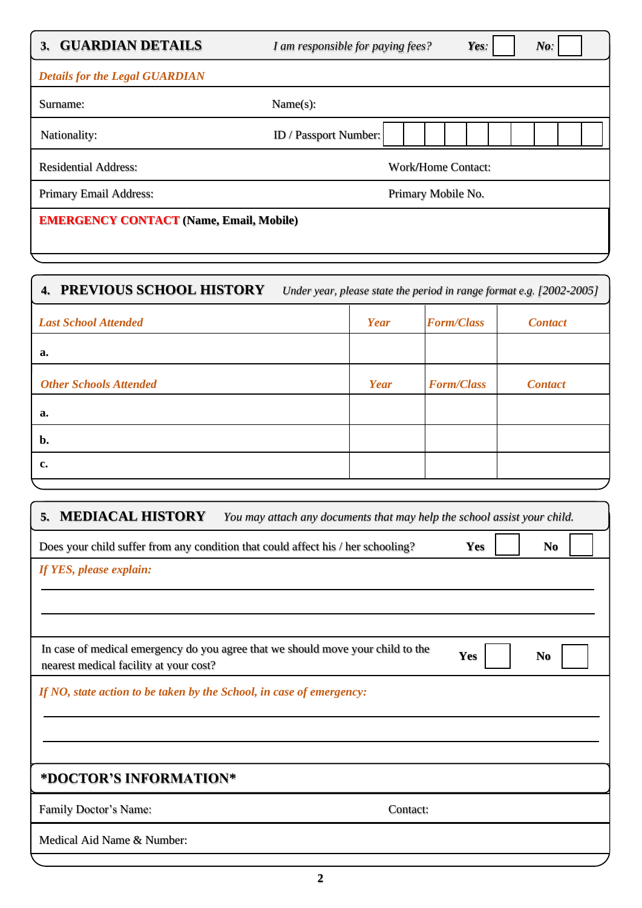## 3. GUARDIAN DETAILS

*I am responsible for paying fees?* ***Yes:*** ☐ ***No:*** ☐

***Details for the Legal GUARDIAN***

| | | | |
|---|---|---|---|
| Surname: | Name(s): | | |
| Nationality: | ID / Passport Number: | | |
| Residential Address: | | Work/Home Contact: | |
| Primary Email Address: | | Primary Mobile No. | |

**EMERGENCY CONTACT (Name, Email, Mobile)**

## 4. PREVIOUS SCHOOL HISTORY

*Under year, please state the period in range format e.g. [2002-2005]*

| *Last School Attended* | *Year* | *Form/Class* | *Contact* |
|---|---|---|---|
| **a.** | | | |
| ***Other Schools Attended*** | ***Year*** | ***Form/Class*** | ***Contact*** |
| **a.** | | | |
| **b.** | | | |
| **c.** | | | |

## 5. MEDIACAL HISTORY

*You may attach any documents that may help the school assist your child.*

Does your child suffer from any condition that could affect his / her schooling? **Yes** ☐ **No** ☐

***If YES, please explain:***

______________________________________________________________

______________________________________________________________

In case of medical emergency do you agree that we should move your child to the nearest medical facility at your cost? **Yes** ☐ **No** ☐

***If NO, state action to be taken by the School, in case of emergency:***

______________________________________________________________

______________________________________________________________

### *DOCTOR'S INFORMATION*

| | |
|---|---|
| Family Doctor's Name: | Contact: |
| Medical Aid Name & Number: | |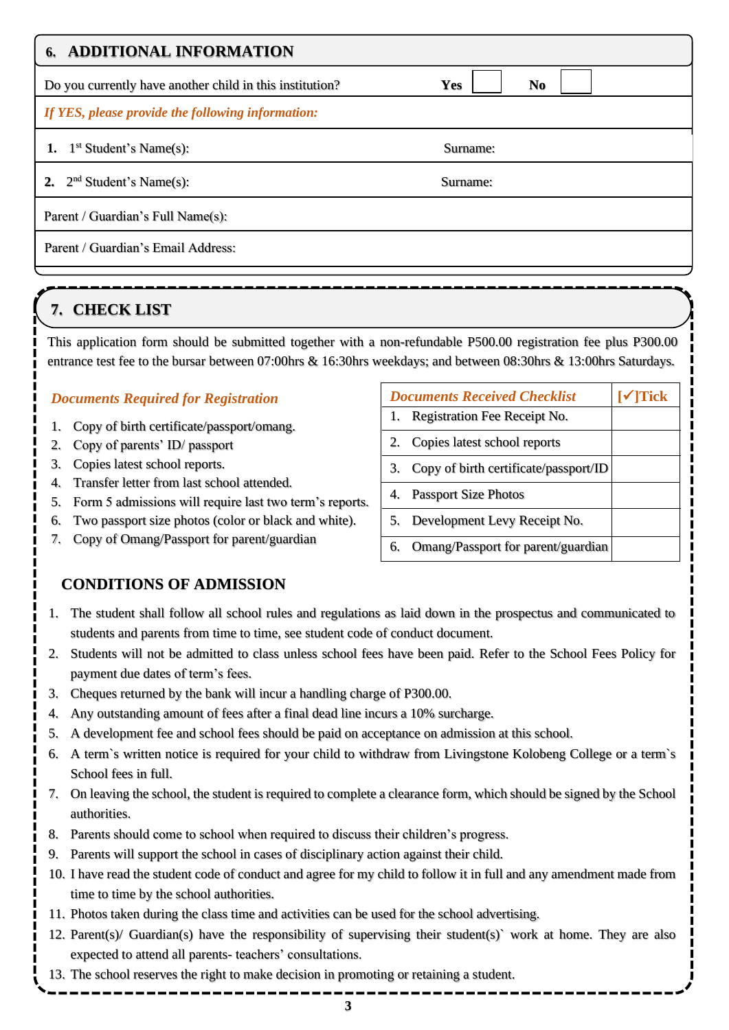## 6. ADDITIONAL INFORMATION

| Do you currently have another child in this institution? | **Yes** ☐ **No** ☐ |
|---|---|
| *If YES, please provide the following information:* | |
| **1.** 1st Student's Name(s): | Surname: |
| **2.** 2nd Student's Name(s): | Surname: |
| Parent / Guardian's Full Name(s): | |
| Parent / Guardian's Email Address: | |

## 7. CHECK LIST

This application form should be submitted together with a non-refundable P500.00 registration fee plus P300.00 entrance test fee to the bursar between 07:00hrs & 16:30hrs weekdays; and between 08:30hrs & 13:00hrs Saturdays.

*Documents Required for Registration*

1. Copy of birth certificate/passport/omang.
2. Copy of parents' ID/ passport
3. Copies latest school reports.
4. Transfer letter from last school attended.
5. Form 5 admissions will require last two term's reports.
6. Two passport size photos (color or black and white).
7. Copy of Omang/Passport for parent/guardian

| *Documents Received Checklist* | [✓]Tick |
|---|---|
| 1. Registration Fee Receipt No. | |
| 2. Copies latest school reports | |
| 3. Copy of birth certificate/passport/ID | |
| 4. Passport Size Photos | |
| 5. Development Levy Receipt No. | |
| 6. Omang/Passport for parent/guardian | |

### CONDITIONS OF ADMISSION

1. The student shall follow all school rules and regulations as laid down in the prospectus and communicated to students and parents from time to time, see student code of conduct document.
2. Students will not be admitted to class unless school fees have been paid. Refer to the School Fees Policy for payment due dates of term's fees.
3. Cheques returned by the bank will incur a handling charge of P300.00.
4. Any outstanding amount of fees after a final dead line incurs a 10% surcharge.
5. A development fee and school fees should be paid on acceptance on admission at this school.
6. A term`s written notice is required for your child to withdraw from Livingstone Kolobeng College or a term`s School fees in full.
7. On leaving the school, the student is required to complete a clearance form, which should be signed by the School authorities.
8. Parents should come to school when required to discuss their children's progress.
9. Parents will support the school in cases of disciplinary action against their child.
10. I have read the student code of conduct and agree for my child to follow it in full and any amendment made from time to time by the school authorities.
11. Photos taken during the class time and activities can be used for the school advertising.
12. Parent(s)/ Guardian(s) have the responsibility of supervising their student(s)` work at home. They are also expected to attend all parents- teachers' consultations.
13. The school reserves the right to make decision in promoting or retaining a student.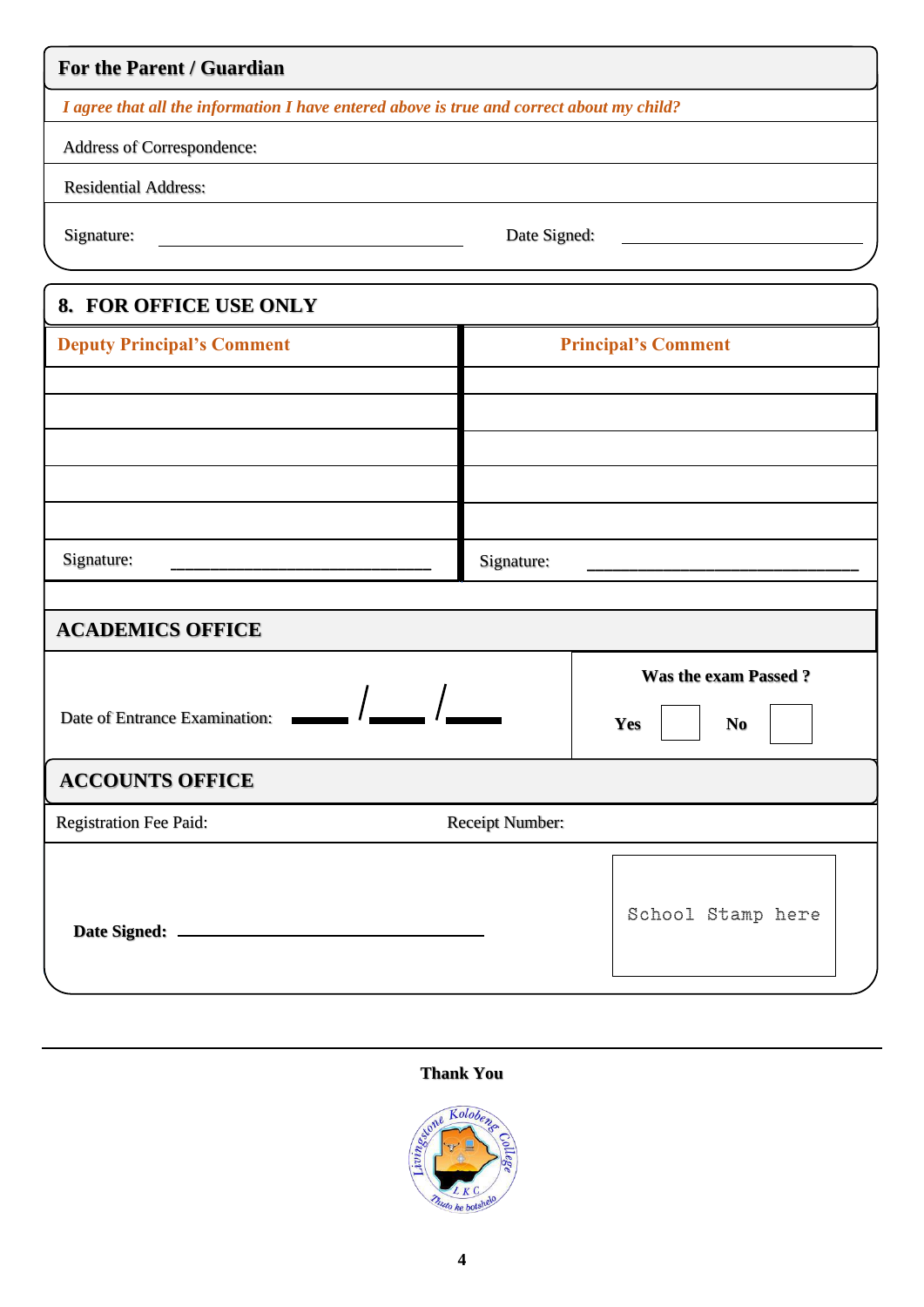## For the Parent / Guardian

*I agree that all the information I have entered above is true and correct about my child?*

Address of Correspondence:

Residential Address:

Signature: ______________________________ Date Signed: ______________________

## 8. FOR OFFICE USE ONLY

| Deputy Principal's Comment | Principal's Comment |
|---|---|
| | |
| | |
| | |
| | |
| | |
| Signature: ______________________________ | Signature: ______________________________ |

## ACADEMICS OFFICE

Date of Entrance Examination: ____ / ____ / ____

**Was the exam Passed ?**

**Yes** ☐ **No** ☐

## ACCOUNTS OFFICE

Registration Fee Paid: Receipt Number:

**Date Signed:** ______________________________

School Stamp here

**Thank You**

Livingstone Kolobeng College
L K C
Thuto ke botshelo